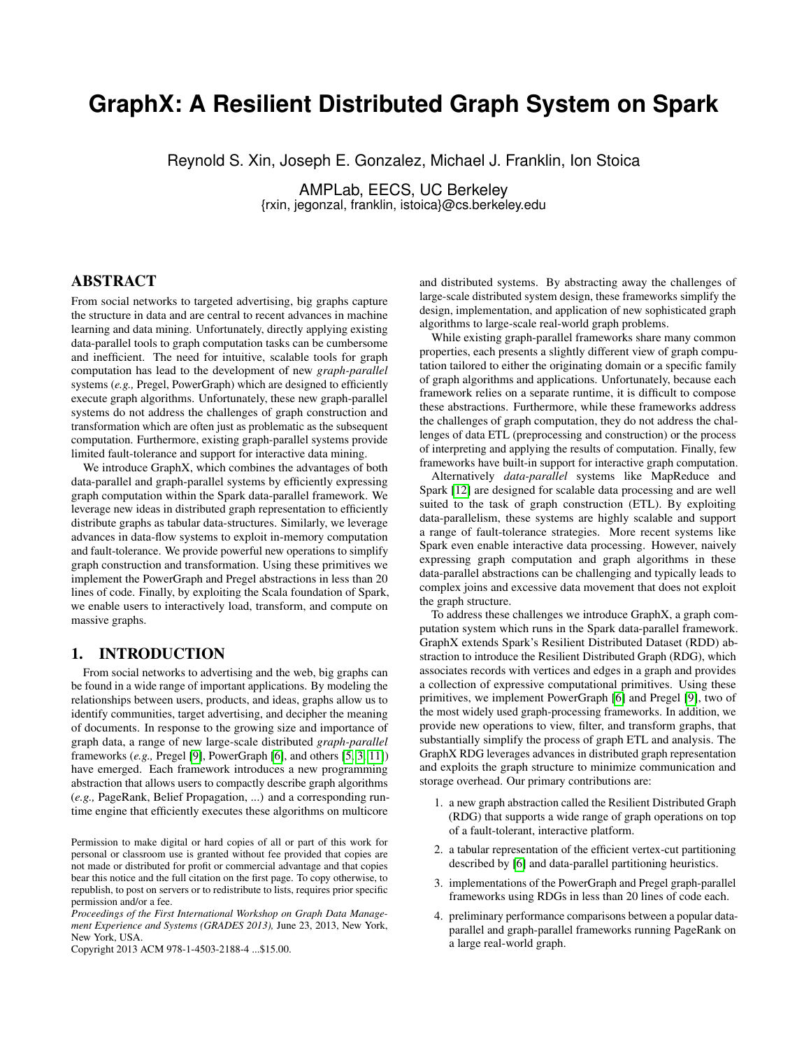# GraphX: A Resilient Distributed Graph System on Spark

Reynold S. Xin, Joseph E. Gonzalez, Michael J. Franklin, Ion Stoica

AMPLab, EECS, UC Berkeley
{rxin, jegonzal, franklin, istoica}@cs.berkeley.edu

## ABSTRACT

From social networks to targeted advertising, big graphs capture the structure in data and are central to recent advances in machine learning and data mining. Unfortunately, directly applying existing data-parallel tools to graph computation tasks can be cumbersome and inefficient. The need for intuitive, scalable tools for graph computation has lead to the development of new *graph-parallel* systems (*e.g.,* Pregel, PowerGraph) which are designed to efficiently execute graph algorithms. Unfortunately, these new graph-parallel systems do not address the challenges of graph construction and transformation which are often just as problematic as the subsequent computation. Furthermore, existing graph-parallel systems provide limited fault-tolerance and support for interactive data mining.

We introduce GraphX, which combines the advantages of both data-parallel and graph-parallel systems by efficiently expressing graph computation within the Spark data-parallel framework. We leverage new ideas in distributed graph representation to efficiently distribute graphs as tabular data-structures. Similarly, we leverage advances in data-flow systems to exploit in-memory computation and fault-tolerance. We provide powerful new operations to simplify graph construction and transformation. Using these primitives we implement the PowerGraph and Pregel abstractions in less than 20 lines of code. Finally, by exploiting the Scala foundation of Spark, we enable users to interactively load, transform, and compute on massive graphs.

## 1. INTRODUCTION

From social networks to advertising and the web, big graphs can be found in a wide range of important applications. By modeling the relationships between users, products, and ideas, graphs allow us to identify communities, target advertising, and decipher the meaning of documents. In response to the growing size and importance of graph data, a range of new large-scale distributed *graph-parallel* frameworks (*e.g.,* Pregel [9], PowerGraph [6], and others [5, 3, 11]) have emerged. Each framework introduces a new programming abstraction that allows users to compactly describe graph algorithms (*e.g.,* PageRank, Belief Propagation, ...) and a corresponding runtime engine that efficiently executes these algorithms on multicore and distributed systems. By abstracting away the challenges of large-scale distributed system design, these frameworks simplify the design, implementation, and application of new sophisticated graph algorithms to large-scale real-world graph problems.

While existing graph-parallel frameworks share many common properties, each presents a slightly different view of graph computation tailored to either the originating domain or a specific family of graph algorithms and applications. Unfortunately, because each framework relies on a separate runtime, it is difficult to compose these abstractions. Furthermore, while these frameworks address the challenges of graph computation, they do not address the challenges of data ETL (preprocessing and construction) or the process of interpreting and applying the results of computation. Finally, few frameworks have built-in support for interactive graph computation.

Alternatively *data-parallel* systems like MapReduce and Spark [12] are designed for scalable data processing and are well suited to the task of graph construction (ETL). By exploiting data-parallelism, these systems are highly scalable and support a range of fault-tolerance strategies. More recent systems like Spark even enable interactive data processing. However, naively expressing graph computation and graph algorithms in these data-parallel abstractions can be challenging and typically leads to complex joins and excessive data movement that does not exploit the graph structure.

To address these challenges we introduce GraphX, a graph computation system which runs in the Spark data-parallel framework. GraphX extends Spark's Resilient Distributed Dataset (RDD) abstraction to introduce the Resilient Distributed Graph (RDG), which associates records with vertices and edges in a graph and provides a collection of expressive computational primitives. Using these primitives, we implement PowerGraph [6] and Pregel [9], two of the most widely used graph-processing frameworks. In addition, we provide new operations to view, filter, and transform graphs, that substantially simplify the process of graph ETL and analysis. The GraphX RDG leverages advances in distributed graph representation and exploits the graph structure to minimize communication and storage overhead. Our primary contributions are:

1. a new graph abstraction called the Resilient Distributed Graph (RDG) that supports a wide range of graph operations on top of a fault-tolerant, interactive platform.
2. a tabular representation of the efficient vertex-cut partitioning described by [6] and data-parallel partitioning heuristics.
3. implementations of the PowerGraph and Pregel graph-parallel frameworks using RDGs in less than 20 lines of code each.
4. preliminary performance comparisons between a popular data-parallel and graph-parallel frameworks running PageRank on a large real-world graph.

Permission to make digital or hard copies of all or part of this work for personal or classroom use is granted without fee provided that copies are not made or distributed for profit or commercial advantage and that copies bear this notice and the full citation on the first page. To copy otherwise, to republish, to post on servers or to redistribute to lists, requires prior specific permission and/or a fee.
*Proceedings of the First International Workshop on Graph Data Management Experience and Systems (GRADES 2013),* June 23, 2013, New York, New York, USA.
Copyright 2013 ACM 978-1-4503-2188-4 ...$15.00.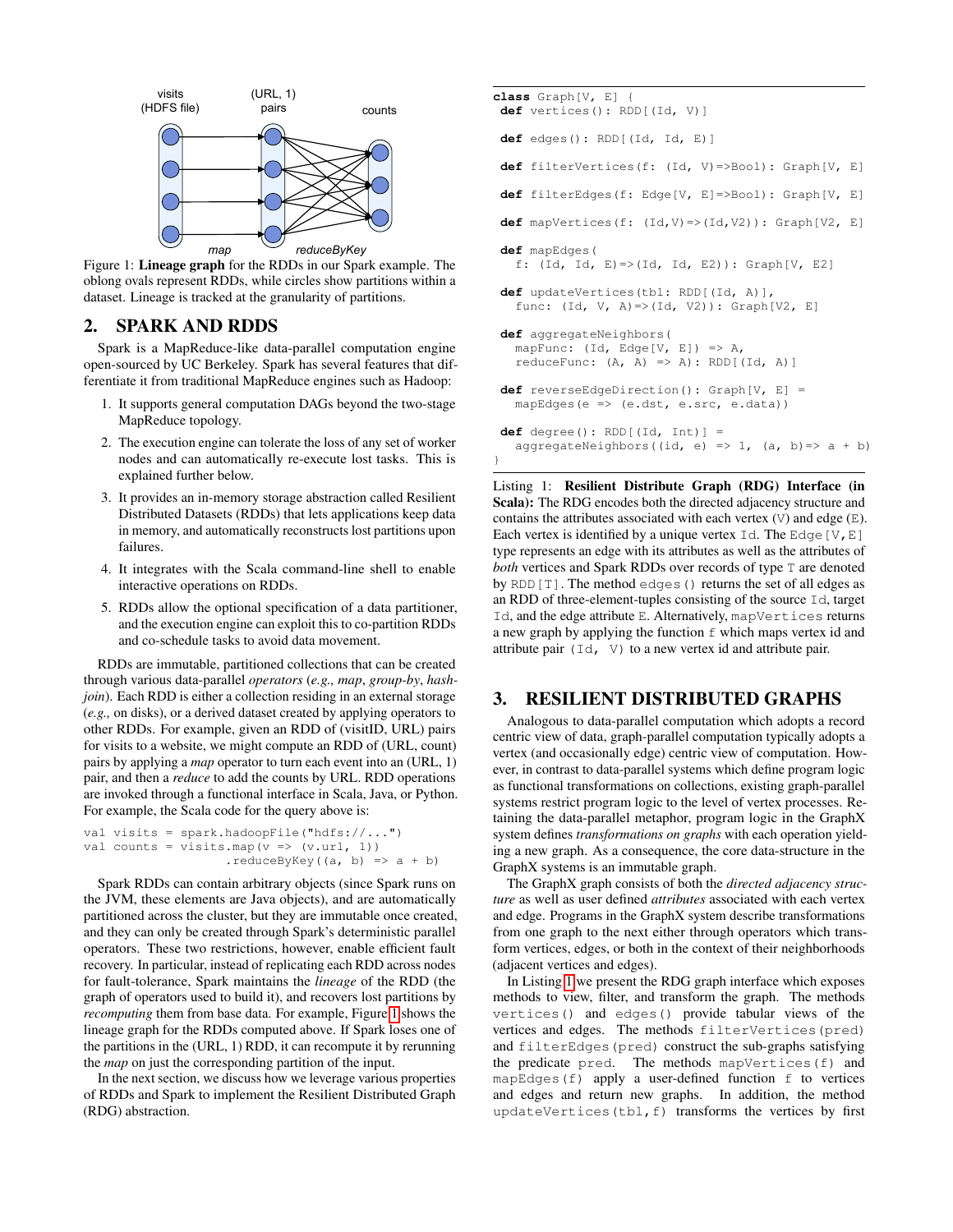visits (HDFS file)

(URL, 1) pairs

counts

map

reduceByKey

Figure 1: **Lineage graph** for the RDDs in our Spark example. The oblong ovals represent RDDs, while circles show partitions within a dataset. Lineage is tracked at the granularity of partitions.

## 2. SPARK AND RDDS

Spark is a MapReduce-like data-parallel computation engine open-sourced by UC Berkeley. Spark has several features that differentiate it from traditional MapReduce engines such as Hadoop:

1. It supports general computation DAGs beyond the two-stage MapReduce topology.
2. The execution engine can tolerate the loss of any set of worker nodes and can automatically re-execute lost tasks. This is explained further below.
3. It provides an in-memory storage abstraction called Resilient Distributed Datasets (RDDs) that lets applications keep data in memory, and automatically reconstructs lost partitions upon failures.
4. It integrates with the Scala command-line shell to enable interactive operations on RDDs.
5. RDDs allow the optional specification of a data partitioner, and the execution engine can exploit this to co-partition RDDs and co-schedule tasks to avoid data movement.

RDDs are immutable, partitioned collections that can be created through various data-parallel *operators* (*e.g., map*, *group-by*, *hash-join*). Each RDD is either a collection residing in an external storage (*e.g.,* on disks), or a derived dataset created by applying operators to other RDDs. For example, given an RDD of (visitID, URL) pairs for visits to a website, we might compute an RDD of (URL, count) pairs by applying a *map* operator to turn each event into an (URL, 1) pair, and then a *reduce* to add the counts by URL. RDD operations are invoked through a functional interface in Scala, Java, or Python. For example, the Scala code for the query above is:

```
val visits = spark.hadoopFile("hdfs://...")
val counts = visits.map(v => (v.url, 1))
                   .reduceByKey((a, b) => a + b)
```

Spark RDDs can contain arbitrary objects (since Spark runs on the JVM, these elements are Java objects), and are automatically partitioned across the cluster, but they are immutable once created, and they can only be created through Spark's deterministic parallel operators. These two restrictions, however, enable efficient fault recovery. In particular, instead of replicating each RDD across nodes for fault-tolerance, Spark maintains the *lineage* of the RDD (the graph of operators used to build it), and recovers lost partitions by *recomputing* them from base data. For example, Figure 1 shows the lineage graph for the RDDs computed above. If Spark loses one of the partitions in the (URL, 1) RDD, it can recompute it by rerunning the *map* on just the corresponding partition of the input.

In the next section, we discuss how we leverage various properties of RDDs and Spark to implement the Resilient Distributed Graph (RDG) abstraction.

```
class Graph[V, E] {
 def vertices(): RDD[(Id, V)]

 def edges(): RDD[(Id, Id, E)]

 def filterVertices(f: (Id, V)=>Bool): Graph[V, E]

 def filterEdges(f: Edge[V, E]=>Bool): Graph[V, E]

 def mapVertices(f: (Id,V)=>(Id,V2)): Graph[V2, E]

 def mapEdges(
   f: (Id, Id, E)=>(Id, Id, E2)): Graph[V, E2]

 def updateVertices(tbl: RDD[(Id, A)],
   func: (Id, V, A)=>(Id, V2)): Graph[V2, E]

 def aggregateNeighbors(
   mapFunc: (Id, Edge[V, E]) => A,
   reduceFunc: (A, A) => A): RDD[(Id, A)]

 def reverseEdgeDirection(): Graph[V, E] =
   mapEdges(e => (e.dst, e.src, e.data))

 def degree(): RDD[(Id, Int)] =
   aggregateNeighbors((id, e) => 1, (a, b)=> a + b)
}
```

Listing 1: **Resilient Distribute Graph (RDG) Interface (in Scala):** The RDG encodes both the directed adjacency structure and contains the attributes associated with each vertex (V) and edge (E). Each vertex is identified by a unique vertex Id. The Edge[V,E] type represents an edge with its attributes as well as the attributes of *both* vertices and Spark RDDs over records of type T are denoted by RDD[T]. The method edges() returns the set of all edges as an RDD of three-element-tuples consisting of the source Id, target Id, and the edge attribute E. Alternatively, mapVertices returns a new graph by applying the function f which maps vertex id and attribute pair (Id, V) to a new vertex id and attribute pair.

## 3. RESILIENT DISTRIBUTED GRAPHS

Analogous to data-parallel computation which adopts a record centric view of data, graph-parallel computation typically adopts a vertex (and occasionally edge) centric view of computation. However, in contrast to data-parallel systems which define program logic as functional transformations on collections, existing graph-parallel systems restrict program logic to the level of vertex processes. Retaining the data-parallel metaphor, program logic in the GraphX system defines *transformations on graphs* with each operation yielding a new graph. As a consequence, the core data-structure in the GraphX systems is an immutable graph.

The GraphX graph consists of both the *directed adjacency structure* as well as user defined *attributes* associated with each vertex and edge. Programs in the GraphX system describe transformations from one graph to the next either through operators which transform vertices, edges, or both in the context of their neighborhoods (adjacent vertices and edges).

In Listing 1 we present the RDG graph interface which exposes methods to view, filter, and transform the graph. The methods vertices() and edges() provide tabular views of the vertices and edges. The methods filterVertices(pred) and filterEdges(pred) construct the sub-graphs satisfying the predicate pred. The methods mapVertices(f) and mapEdges(f) apply a user-defined function f to vertices and edges and return new graphs. In addition, the method updateVertices(tbl,f) transforms the vertices by first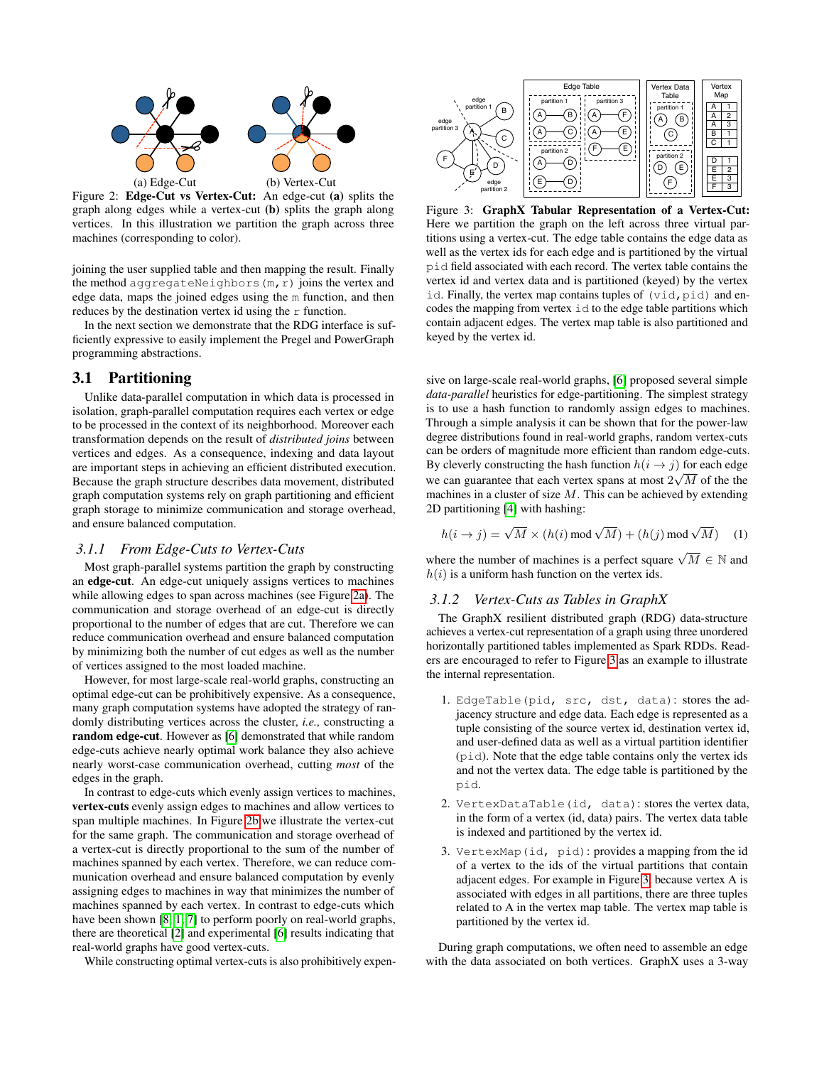(a) Edge-Cut (b) Vertex-Cut

Figure 2: **Edge-Cut vs Vertex-Cut:** An edge-cut **(a)** splits the graph along edges while a vertex-cut **(b)** splits the graph along vertices. In this illustration we partition the graph across three machines (corresponding to color).

joining the user supplied table and then mapping the result. Finally the method `aggregateNeighbors(m,r)` joins the vertex and edge data, maps the joined edges using the `m` function, and then reduces by the destination vertex id using the `r` function.

In the next section we demonstrate that the RDG interface is sufficiently expressive to easily implement the Pregel and PowerGraph programming abstractions.

## 3.1 Partitioning

Unlike data-parallel computation in which data is processed in isolation, graph-parallel computation requires each vertex or edge to be processed in the context of its neighborhood. Moreover each transformation depends on the result of *distributed joins* between vertices and edges. As a consequence, indexing and data layout are important steps in achieving an efficient distributed execution. Because the graph structure describes data movement, distributed graph computation systems rely on graph partitioning and efficient graph storage to minimize communication and storage overhead, and ensure balanced computation.

### 3.1.1 From Edge-Cuts to Vertex-Cuts

Most graph-parallel systems partition the graph by constructing an **edge-cut**. An edge-cut uniquely assigns vertices to machines while allowing edges to span across machines (see Figure 2a). The communication and storage overhead of an edge-cut is directly proportional to the number of edges that are cut. Therefore we can reduce communication overhead and ensure balanced computation by minimizing both the number of cut edges as well as the number of vertices assigned to the most loaded machine.

However, for most large-scale real-world graphs, constructing an optimal edge-cut can be prohibitively expensive. As a consequence, many graph computation systems have adopted the strategy of randomly distributing vertices across the cluster, *i.e.,* constructing a **random edge-cut**. However as [6] demonstrated that while random edge-cuts achieve nearly optimal work balance they also achieve nearly worst-case communication overhead, cutting *most* of the edges in the graph.

In contrast to edge-cuts which evenly assign vertices to machines, **vertex-cuts** evenly assign edges to machines and allow vertices to span multiple machines. In Figure 2b we illustrate the vertex-cut for the same graph. The communication and storage overhead of a vertex-cut is directly proportional to the sum of the number of machines spanned by each vertex. Therefore, we can reduce communication overhead and ensure balanced computation by evenly assigning edges to machines in way that minimizes the number of machines spanned by each vertex. In contrast to edge-cuts which have been shown [8, 1, 7] to perform poorly on real-world graphs, there are theoretical [2] and experimental [6] results indicating that real-world graphs have good vertex-cuts.

While constructing optimal vertex-cuts is also prohibitively expensive on large-scale real-world graphs, [6] proposed several simple *data-parallel* heuristics for edge-partitioning. The simplest strategy is to use a hash function to randomly assign edges to machines. Through a simple analysis it can be shown that for the power-law degree distributions found in real-world graphs, random vertex-cuts can be orders of magnitude more efficient than random edge-cuts. By cleverly constructing the hash function $h(i \to j)$ for each edge we can guarantee that each vertex spans at most $2\sqrt{M}$ of the the machines in a cluster of size $M$. This can be achieved by extending 2D partitioning [4] with hashing:

$$h(i \to j) = \sqrt{M} \times (h(i) \bmod \sqrt{M}) + (h(j) \bmod \sqrt{M}) \quad (1)$$

where the number of machines is a perfect square $\sqrt{M} \in \mathbb{N}$ and $h(i)$ is a uniform hash function on the vertex ids.

Figure 3: **GraphX Tabular Representation of a Vertex-Cut:** Here we partition the graph on the left across three virtual partitions using a vertex-cut. The edge table contains the edge data as well as the vertex ids for each edge and is partitioned by the virtual `pid` field associated with each record. The vertex table contains the vertex id and vertex data and is partitioned (keyed) by the vertex `id`. Finally, the vertex map contains tuples of `(vid,pid)` and encodes the mapping from vertex `id` to the edge table partitions which contain adjacent edges. The vertex map table is also partitioned and keyed by the vertex id.

### 3.1.2 Vertex-Cuts as Tables in GraphX

The GraphX resilient distributed graph (RDG) data-structure achieves a vertex-cut representation of a graph using three unordered horizontally partitioned tables implemented as Spark RDDs. Readers are encouraged to refer to Figure 3 as an example to illustrate the internal representation.

1. `EdgeTable(pid, src, dst, data)`: stores the adjacency structure and edge data. Each edge is represented as a tuple consisting of the source vertex id, destination vertex id, and user-defined data as well as a virtual partition identifier (`pid`). Note that the edge table contains only the vertex ids and not the vertex data. The edge table is partitioned by the `pid`.
2. `VertexDataTable(id, data)`: stores the vertex data, in the form of a vertex (id, data) pairs. The vertex data table is indexed and partitioned by the vertex id.
3. `VertexMap(id, pid)`: provides a mapping from the id of a vertex to the ids of the virtual partitions that contain adjacent edges. For example in Figure 3, because vertex A is associated with edges in all partitions, there are three tuples related to A in the vertex map table. The vertex map table is partitioned by the vertex id.

During graph computations, we often need to assemble an edge with the data associated on both vertices. GraphX uses a 3-way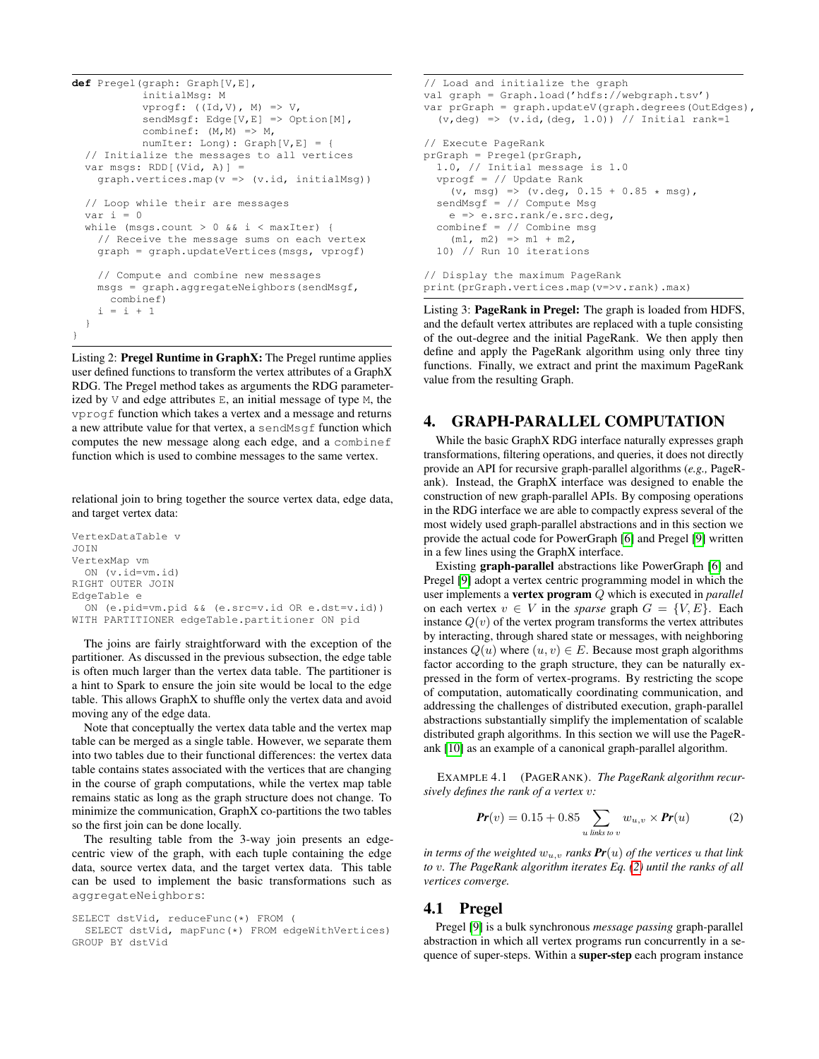```
def Pregel(graph: Graph[V,E],
           initialMsg: M
           vprogf: ((Id,V), M) => V,
           sendMsgf: Edge[V,E] => Option[M],
           combinef: (M,M) => M,
           numIter: Long): Graph[V,E] = {
  // Initialize the messages to all vertices
  var msgs: RDD[(Vid, A)] =
    graph.vertices.map(v => (v.id, initialMsg))

  // Loop while their are messages
  var i = 0
  while (msgs.count > 0 && i < maxIter) {
    // Receive the message sums on each vertex
    graph = graph.updateVertices(msgs, vprogf)

    // Compute and combine new messages
    msgs = graph.aggregateNeighbors(sendMsgf,
      combinef)
    i = i + 1
  }
}
```

Listing 2: **Pregel Runtime in GraphX:** The Pregel runtime applies user defined functions to transform the vertex attributes of a GraphX RDG. The Pregel method takes as arguments the RDG parameterized by `V` and edge attributes `E`, an initial message of type `M`, the `vprogf` function which takes a vertex and a message and returns a new attribute value for that vertex, a `sendMsgf` function which computes the new message along each edge, and a `combinef` function which is used to combine messages to the same vertex.

relational join to bring together the source vertex data, edge data, and target vertex data:

```
VertexDataTable v
JOIN
VertexMap vm
  ON (v.id=vm.id)
RIGHT OUTER JOIN
EdgeTable e
  ON (e.pid=vm.pid && (e.src=v.id OR e.dst=v.id))
WITH PARTITIONER edgeTable.partitioner ON pid
```

The joins are fairly straightforward with the exception of the partitioner. As discussed in the previous subsection, the edge table is often much larger than the vertex data table. The partitioner is a hint to Spark to ensure the join site would be local to the edge table. This allows GraphX to shuffle only the vertex data and avoid moving any of the edge data.

Note that conceptually the vertex data table and the vertex map table can be merged as a single table. However, we separate them into two tables due to their functional differences: the vertex data table contains states associated with the vertices that are changing in the course of graph computations, while the vertex map table remains static as long as the graph structure does not change. To minimize the communication, GraphX co-partitions the two tables so the first join can be done locally.

The resulting table from the 3-way join presents an edge-centric view of the graph, with each tuple containing the edge data, source vertex data, and the target vertex data. This table can be used to implement the basic transformations such as `aggregateNeighbors`:

```
SELECT dstVid, reduceFunc(*) FROM (
  SELECT dstVid, mapFunc(*) FROM edgeWithVertices)
GROUP BY dstVid
```

```
// Load and initialize the graph
val graph = Graph.load('hdfs://webgraph.tsv')
var prGraph = graph.updateV(graph.degrees(OutEdges),
  (v,deg) => (v.id,(deg, 1.0)) // Initial rank=1

// Execute PageRank
prGraph = Pregel(prGraph,
  1.0, // Initial message is 1.0
  vprogf = // Update Rank
    (v, msg) => (v.deg, 0.15 + 0.85 * msg),
  sendMsgf = // Compute Msg
    e => e.src.rank/e.src.deg,
  combinef = // Combine msg
    (m1, m2) => m1 + m2,
  10) // Run 10 iterations

// Display the maximum PageRank
print(prGraph.vertices.map(v=>v.rank).max)
```

Listing 3: **PageRank in Pregel:** The graph is loaded from HDFS, and the default vertex attributes are replaced with a tuple consisting of the out-degree and the initial PageRank. We then define and apply the PageRank algorithm using only three tiny functions. Finally, we extract and print the maximum PageRank value from the resulting Graph.

# 4. GRAPH-PARALLEL COMPUTATION

While the basic GraphX RDG interface naturally expresses graph transformations, filtering operations, and queries, it does not directly provide an API for recursive graph-parallel algorithms (*e.g.,* PageRank). Instead, the GraphX interface was designed to enable the construction of new graph-parallel APIs. By composing operations in the RDG interface we are able to compactly express several of the most widely used graph-parallel abstractions and in this section we provide the actual code for PowerGraph [6] and Pregel [9] written in a few lines using the GraphX interface.

Existing **graph-parallel** abstractions like PowerGraph [6] and Pregel [9] adopt a vertex centric programming model in which the user implements a **vertex program** $Q$ which is executed in *parallel* on each vertex $v \in V$ in the *sparse* graph $G = \{V, E\}$. Each instance $Q(v)$ of the vertex program transforms the vertex attributes by interacting, through shared state or messages, with neighboring instances $Q(u)$ where $(u, v) \in E$. Because most graph algorithms factor according to the graph structure, they can be naturally expressed in the form of vertex-programs. By restricting the scope of computation, automatically coordinating communication, and addressing the challenges of distributed execution, graph-parallel abstractions substantially simplify the implementation of scalable distributed graph algorithms. In this section we will use the PageRank [10] as an example of a canonical graph-parallel algorithm.

EXAMPLE 4.1 (PAGERANK). *The PageRank algorithm recursively defines the rank of a vertex $v$:*

$$\textbf{Pr}(v) = 0.15 + 0.85 \sum_{u \text{ links to } v} w_{u,v} \times \textbf{Pr}(u) \tag{2}$$

*in terms of the weighted $w_{u,v}$ ranks $\textbf{Pr}(u)$ of the vertices $u$ that link to $v$. The PageRank algorithm iterates Eq. (2) until the ranks of all vertices converge.*

## 4.1 Pregel

Pregel [9] is a bulk synchronous *message passing* graph-parallel abstraction in which all vertex programs run concurrently in a sequence of super-steps. Within a **super-step** each program instance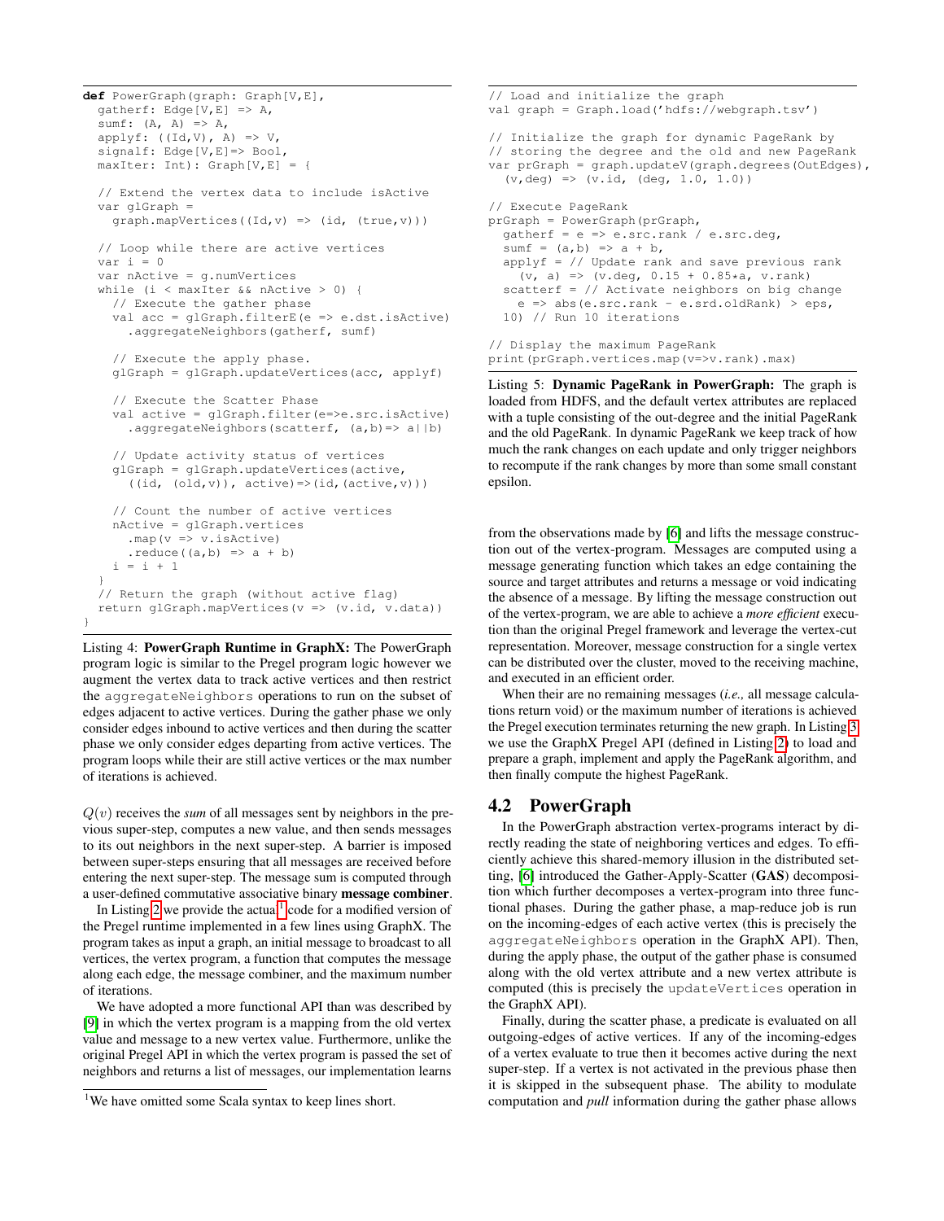```
def PowerGraph(graph: Graph[V,E],
  gatherf: Edge[V,E] => A,
  sumf: (A, A) => A,
  applyf: ((Id,V), A) => V,
  signalf: Edge[V,E]=> Bool,
  maxIter: Int): Graph[V,E] = {

  // Extend the vertex data to include isActive
  var glGraph =
    graph.mapVertices((Id,v) => (id, (true,v)))

  // Loop while there are active vertices
  var i = 0
  var nActive = g.numVertices
  while (i < maxIter && nActive > 0) {
    // Execute the gather phase
    val acc = glGraph.filterE(e => e.dst.isActive)
      .aggregateNeighbors(gatherf, sumf)

    // Execute the apply phase.
    glGraph = glGraph.updateVertices(acc, applyf)

    // Execute the Scatter Phase
    val active = glGraph.filter(e=>e.src.isActive)
      .aggregateNeighbors(scatterf, (a,b)=> a||b)

    // Update activity status of vertices
    glGraph = glGraph.updateVertices(active,
      ((id, (old,v)), active)=>(id,(active,v)))

    // Count the number of active vertices
    nActive = glGraph.vertices
      .map(v => v.isActive)
      .reduce((a,b) => a + b)
    i = i + 1
  }
  // Return the graph (without active flag)
  return glGraph.mapVertices(v => (v.id, v.data))
}
```

Listing 4: **PowerGraph Runtime in GraphX:** The PowerGraph program logic is similar to the Pregel program logic however we augment the vertex data to track active vertices and then restrict the `aggregateNeighbors` operations to run on the subset of edges adjacent to active vertices. During the gather phase we only consider edges inbound to active vertices and then during the scatter phase we only consider edges departing from active vertices. The program loops while their are still active vertices or the max number of iterations is achieved.

$Q(v)$ receives the *sum* of all messages sent by neighbors in the previous super-step, computes a new value, and then sends messages to its out neighbors in the next super-step. A barrier is imposed between super-steps ensuring that all messages are received before entering the next super-step. The message sum is computed through a user-defined commutative associative binary **message combiner**.

In Listing 2 we provide the actual[1] code for a modified version of the Pregel runtime implemented in a few lines using GraphX. The program takes as input a graph, an initial message to broadcast to all vertices, the vertex program, a function that computes the message along each edge, the message combiner, and the maximum number of iterations.

We have adopted a more functional API than was described by [9] in which the vertex program is a mapping from the old vertex value and message to a new vertex value. Furthermore, unlike the original Pregel API in which the vertex program is passed the set of neighbors and returns a list of messages, our implementation learns from the observations made by [6] and lifts the message construction out of the vertex-program. Messages are computed using a message generating function which takes an edge containing the source and target attributes and returns a message or void indicating the absence of a message. By lifting the message construction out of the vertex-program, we are able to achieve a *more efficient* execution than the original Pregel framework and leverage the vertex-cut representation. Moreover, message construction for a single vertex can be distributed over the cluster, moved to the receiving machine, and executed in an efficient order.

When their are no remaining messages (*i.e.,* all message calculations return void) or the maximum number of iterations is achieved the Pregel execution terminates returning the new graph. In Listing 3 we use the GraphX Pregel API (defined in Listing 2) to load and prepare a graph, implement and apply the PageRank algorithm, and then finally compute the highest PageRank.

[1] We have omitted some Scala syntax to keep lines short.

```
// Load and initialize the graph
val graph = Graph.load('hdfs://webgraph.tsv')

// Initialize the graph for dynamic PageRank by
// storing the degree and the old and new PageRank
var prGraph = graph.updateV(graph.degrees(OutEdges),
  (v,deg) => (v.id, (deg, 1.0, 1.0))

// Execute PageRank
prGraph = PowerGraph(prGraph,
  gatherf = e => e.src.rank / e.src.deg,
  sumf = (a,b) => a + b,
  applyf = // Update rank and save previous rank
    (v, a) => (v.deg, 0.15 + 0.85*a, v.rank)
  scatterf = // Activate neighbors on big change
    e => abs(e.src.rank - e.srd.oldRank) > eps,
  10) // Run 10 iterations

// Display the maximum PageRank
print(prGraph.vertices.map(v=>v.rank).max)
```

Listing 5: **Dynamic PageRank in PowerGraph:** The graph is loaded from HDFS, and the default vertex attributes are replaced with a tuple consisting of the out-degree and the initial PageRank and the old PageRank. In dynamic PageRank we keep track of how much the rank changes on each update and only trigger neighbors to recompute if the rank changes by more than some small constant epsilon.

## 4.2 PowerGraph

In the PowerGraph abstraction vertex-programs interact by directly reading the state of neighboring vertices and edges. To efficiently achieve this shared-memory illusion in the distributed setting, [6] introduced the Gather-Apply-Scatter (**GAS**) decomposition which further decomposes a vertex-program into three functional phases. During the gather phase, a map-reduce job is run on the incoming-edges of each active vertex (this is precisely the `aggregateNeighbors` operation in the GraphX API). Then, during the apply phase, the output of the gather phase is consumed along with the old vertex attribute and a new vertex attribute is computed (this is precisely the `updateVertices` operation in the GraphX API).

Finally, during the scatter phase, a predicate is evaluated on all outgoing-edges of active vertices. If any of the incoming-edges of a vertex evaluate to true then it becomes active during the next super-step. If a vertex is not activated in the previous phase then it is skipped in the subsequent phase. The ability to modulate computation and *pull* information during the gather phase allows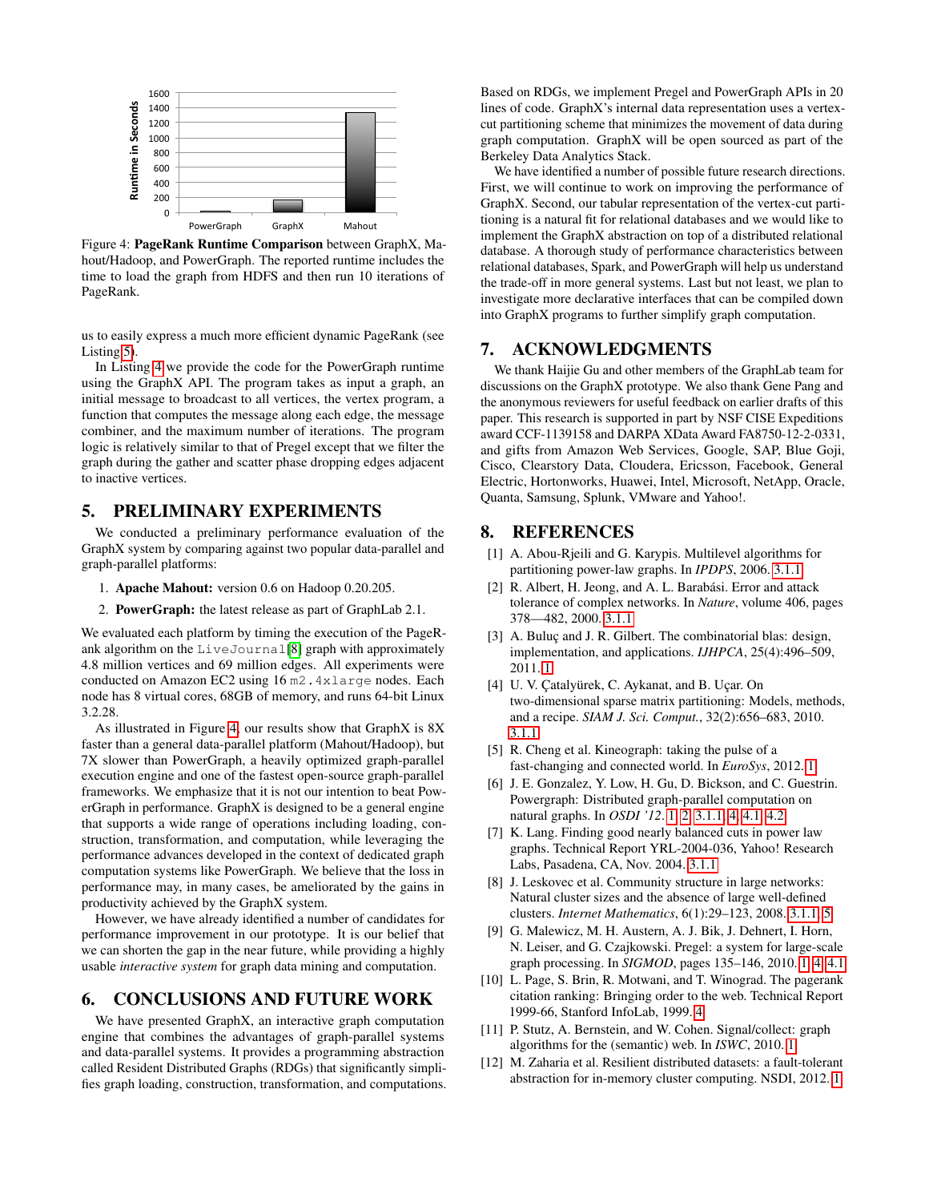1600
1400
1200
1000
800
600
400
200
0

Runtime in Seconds

PowerGraph
GraphX
Mahout

Figure 4: **PageRank Runtime Comparison** between GraphX, Mahout/Hadoop, and PowerGraph. The reported runtime includes the time to load the graph from HDFS and then run 10 iterations of PageRank.

us to easily express a much more efficient dynamic PageRank (see Listing 5).

In Listing 4 we provide the code for the PowerGraph runtime using the GraphX API. The program takes as input a graph, an initial message to broadcast to all vertices, the vertex program, a function that computes the message along each edge, the message combiner, and the maximum number of iterations. The program logic is relatively similar to that of Pregel except that we filter the graph during the gather and scatter phase dropping edges adjacent to inactive vertices.

## 5. PRELIMINARY EXPERIMENTS

We conducted a preliminary performance evaluation of the GraphX system by comparing against two popular data-parallel and graph-parallel platforms:

1. **Apache Mahout:** version 0.6 on Hadoop 0.20.205.
2. **PowerGraph:** the latest release as part of GraphLab 2.1.

We evaluated each platform by timing the execution of the PageRank algorithm on the `LiveJournal`[8] graph with approximately 4.8 million vertices and 69 million edges. All experiments were conducted on Amazon EC2 using 16 `m2.4xlarge` nodes. Each node has 8 virtual cores, 68GB of memory, and runs 64-bit Linux 3.2.28.

As illustrated in Figure 4, our results show that GraphX is 8X faster than a general data-parallel platform (Mahout/Hadoop), but 7X slower than PowerGraph, a heavily optimized graph-parallel execution engine and one of the fastest open-source graph-parallel frameworks. We emphasize that it is not our intention to beat PowerGraph in performance. GraphX is designed to be a general engine that supports a wide range of operations including loading, construction, transformation, and computation, while leveraging the performance advances developed in the context of dedicated graph computation systems like PowerGraph. We believe that the loss in performance may, in many cases, be ameliorated by the gains in productivity achieved by the GraphX system.

However, we have already identified a number of candidates for performance improvement in our prototype. It is our belief that we can shorten the gap in the near future, while providing a highly usable *interactive system* for graph data mining and computation.

## 6. CONCLUSIONS AND FUTURE WORK

We have presented GraphX, an interactive graph computation engine that combines the advantages of graph-parallel systems and data-parallel systems. It provides a programming abstraction called Resident Distributed Graphs (RDGs) that significantly simplifies graph loading, construction, transformation, and computations. Based on RDGs, we implement Pregel and PowerGraph APIs in 20 lines of code. GraphX's internal data representation uses a vertex-cut partitioning scheme that minimizes the movement of data during graph computation. GraphX will be open sourced as part of the Berkeley Data Analytics Stack.

We have identified a number of possible future research directions. First, we will continue to work on improving the performance of GraphX. Second, our tabular representation of the vertex-cut partitioning is a natural fit for relational databases and we would like to implement the GraphX abstraction on top of a distributed relational database. A thorough study of performance characteristics between relational databases, Spark, and PowerGraph will help us understand the trade-off in more general systems. Last but not least, we plan to investigate more declarative interfaces that can be compiled down into GraphX programs to further simplify graph computation.

## 7. ACKNOWLEDGMENTS

We thank Haijie Gu and other members of the GraphLab team for discussions on the GraphX prototype. We also thank Gene Pang and the anonymous reviewers for useful feedback on earlier drafts of this paper. This research is supported in part by NSF CISE Expeditions award CCF-1139158 and DARPA XData Award FA8750-12-2-0331, and gifts from Amazon Web Services, Google, SAP, Blue Goji, Cisco, Clearstory Data, Cloudera, Ericsson, Facebook, General Electric, Hortonworks, Huawei, Intel, Microsoft, NetApp, Oracle, Quanta, Samsung, Splunk, VMware and Yahoo!.

## 8. REFERENCES

[1] A. Abou-Rjeili and G. Karypis. Multilevel algorithms for partitioning power-law graphs. In *IPDPS*, 2006. 3.1.1

[2] R. Albert, H. Jeong, and A. L. Barabási. Error and attack tolerance of complex networks. In *Nature*, volume 406, pages 378—482, 2000. 3.1.1

[3] A. Buluç and J. R. Gilbert. The combinatorial blas: design, implementation, and applications. *IJHPCA*, 25(4):496–509, 2011. 1

[4] U. V. Çatalyürek, C. Aykanat, and B. Uçar. On two-dimensional sparse matrix partitioning: Models, methods, and a recipe. *SIAM J. Sci. Comput.*, 32(2):656–683, 2010. 3.1.1

[5] R. Cheng et al. Kineograph: taking the pulse of a fast-changing and connected world. In *EuroSys*, 2012. 1

[6] J. E. Gonzalez, Y. Low, H. Gu, D. Bickson, and C. Guestrin. Powergraph: Distributed graph-parallel computation on natural graphs. In *OSDI '12*. 1, 2, 3.1.1, 4, 4.1, 4.2

[7] K. Lang. Finding good nearly balanced cuts in power law graphs. Technical Report YRL-2004-036, Yahoo! Research Labs, Pasadena, CA, Nov. 2004. 3.1.1

[8] J. Leskovec et al. Community structure in large networks: Natural cluster sizes and the absence of large well-defined clusters. *Internet Mathematics*, 6(1):29–123, 2008. 3.1.1, 5

[9] G. Malewicz, M. H. Austern, A. J. Bik, J. Dehnert, I. Horn, N. Leiser, and G. Czajkowski. Pregel: a system for large-scale graph processing. In *SIGMOD*, pages 135–146, 2010. 1, 4, 4.1

[10] L. Page, S. Brin, R. Motwani, and T. Winograd. The pagerank citation ranking: Bringing order to the web. Technical Report 1999-66, Stanford InfoLab, 1999. 4

[11] P. Stutz, A. Bernstein, and W. Cohen. Signal/collect: graph algorithms for the (semantic) web. In *ISWC*, 2010. 1

[12] M. Zaharia et al. Resilient distributed datasets: a fault-tolerant abstraction for in-memory cluster computing. NSDI, 2012. 1